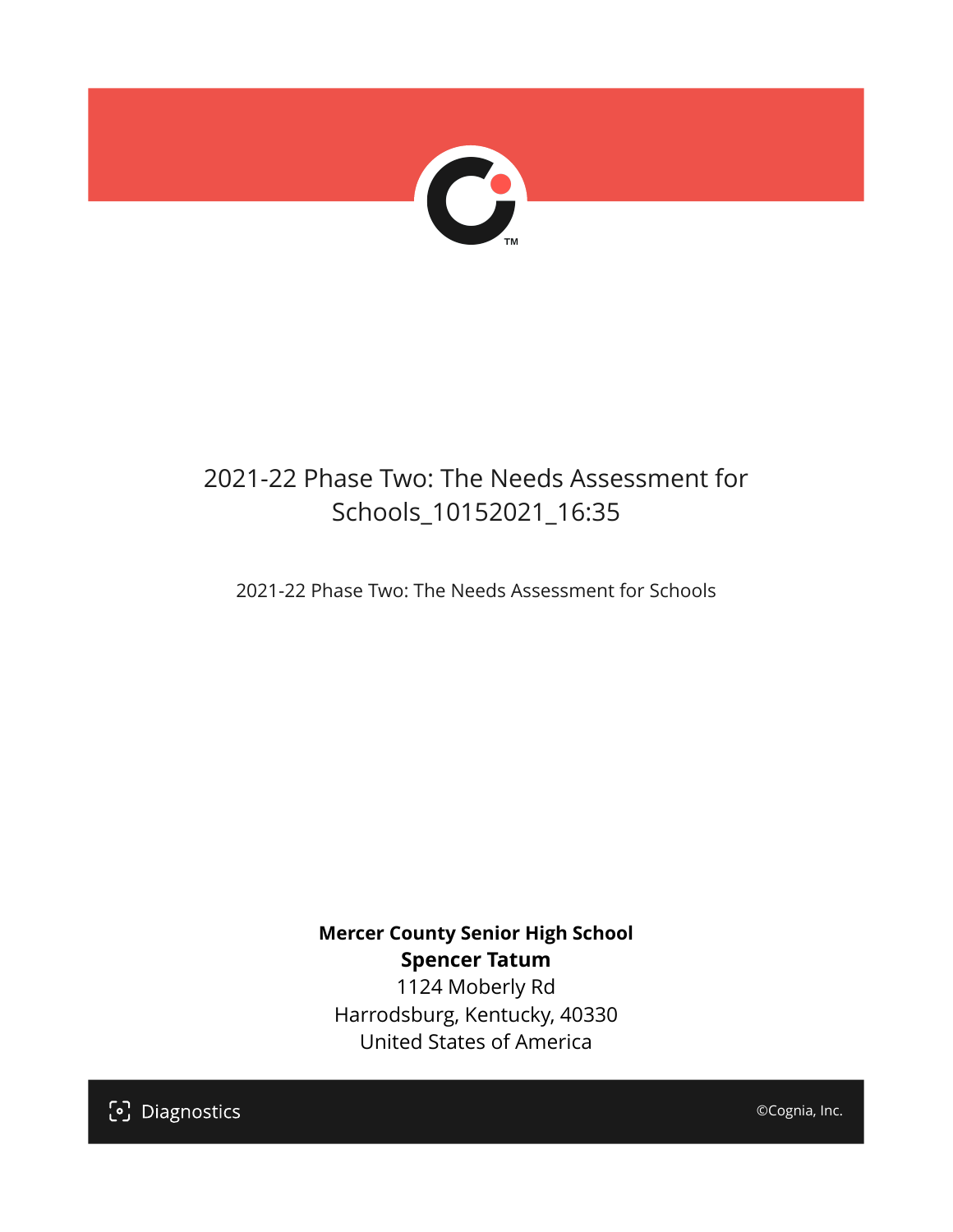# 2021-22 Phase Two: The Needs Assessment for Schools_10152021_16:35

2021-22 Phase Two: The Needs Assessment for Schools

**Mercer County Senior High School**
**Spencer Tatum**
1124 Moberly Rd
Harrodsburg, Kentucky, 40330
United States of America

Diagnostics

©Cognia, Inc.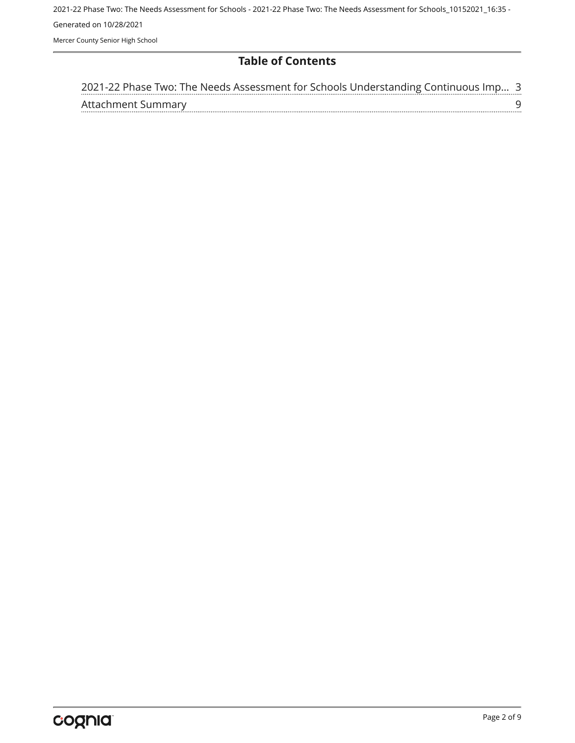## Table of Contents

| | |
|---|---|
| 2021-22 Phase Two: The Needs Assessment for Schools Understanding Continuous Imp... | 3 |
| Attachment Summary | 9 |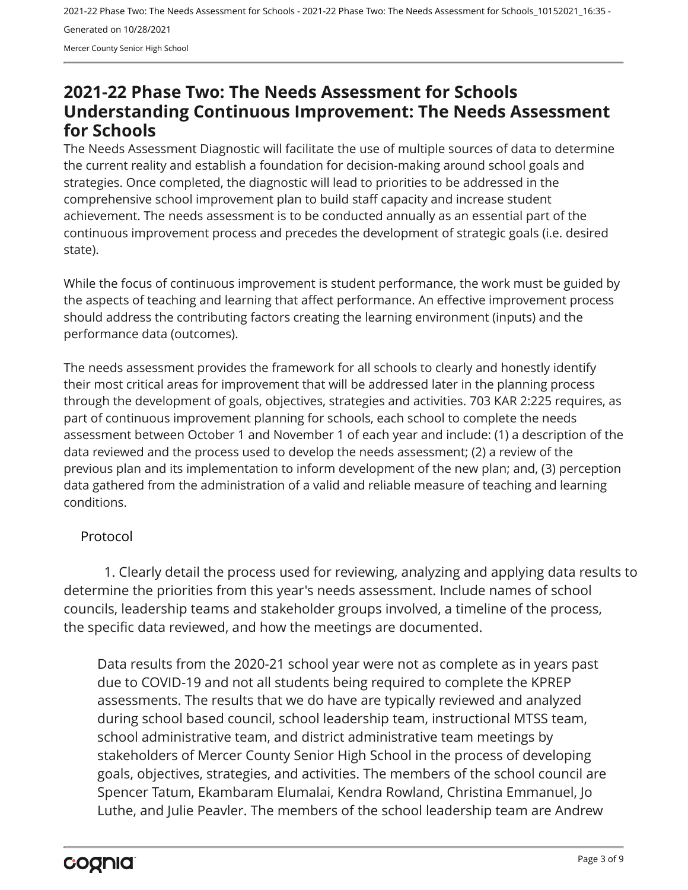## 2021-22 Phase Two: The Needs Assessment for Schools Understanding Continuous Improvement: The Needs Assessment for Schools

The Needs Assessment Diagnostic will facilitate the use of multiple sources of data to determine the current reality and establish a foundation for decision-making around school goals and strategies. Once completed, the diagnostic will lead to priorities to be addressed in the comprehensive school improvement plan to build staff capacity and increase student achievement. The needs assessment is to be conducted annually as an essential part of the continuous improvement process and precedes the development of strategic goals (i.e. desired state).

While the focus of continuous improvement is student performance, the work must be guided by the aspects of teaching and learning that affect performance. An effective improvement process should address the contributing factors creating the learning environment (inputs) and the performance data (outcomes).

The needs assessment provides the framework for all schools to clearly and honestly identify their most critical areas for improvement that will be addressed later in the planning process through the development of goals, objectives, strategies and activities. 703 KAR 2:225 requires, as part of continuous improvement planning for schools, each school to complete the needs assessment between October 1 and November 1 of each year and include: (1) a description of the data reviewed and the process used to develop the needs assessment; (2) a review of the previous plan and its implementation to inform development of the new plan; and, (3) perception data gathered from the administration of a valid and reliable measure of teaching and learning conditions.

Protocol

1. Clearly detail the process used for reviewing, analyzing and applying data results to determine the priorities from this year's needs assessment. Include names of school councils, leadership teams and stakeholder groups involved, a timeline of the process, the specific data reviewed, and how the meetings are documented.

Data results from the 2020-21 school year were not as complete as in years past due to COVID-19 and not all students being required to complete the KPREP assessments. The results that we do have are typically reviewed and analyzed during school based council, school leadership team, instructional MTSS team, school administrative team, and district administrative team meetings by stakeholders of Mercer County Senior High School in the process of developing goals, objectives, strategies, and activities. The members of the school council are Spencer Tatum, Ekambaram Elumalai, Kendra Rowland, Christina Emmanuel, Jo Luthe, and Julie Peavler. The members of the school leadership team are Andrew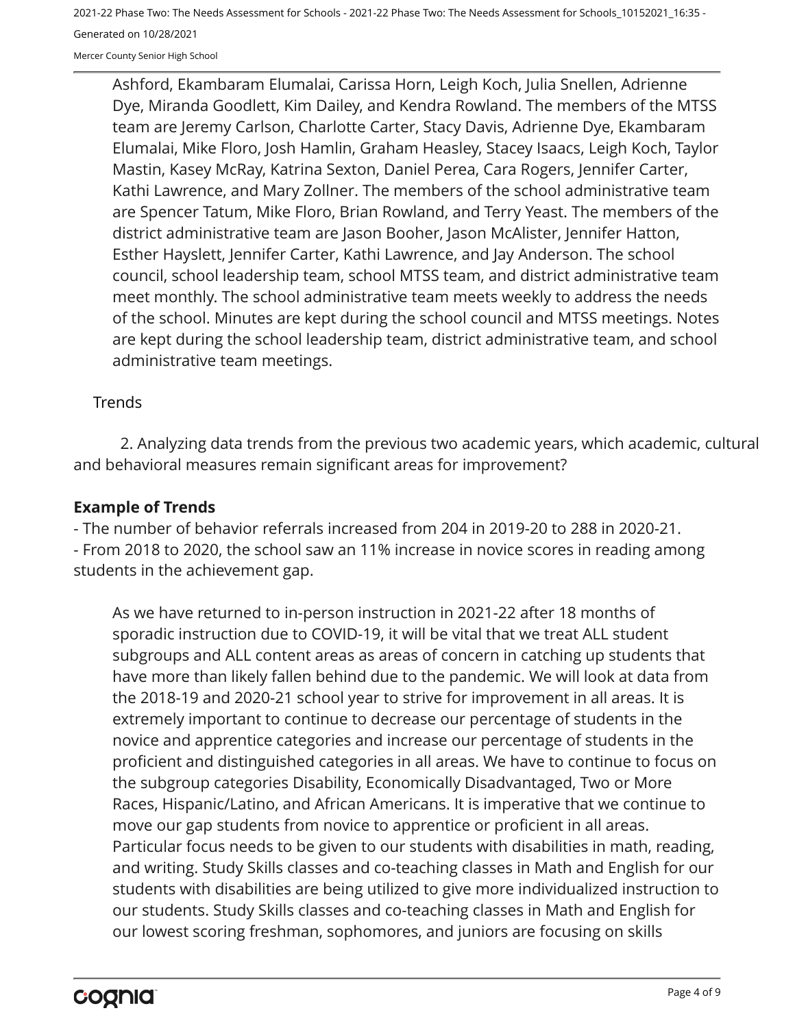Ashford, Ekambaram Elumalai, Carissa Horn, Leigh Koch, Julia Snellen, Adrienne Dye, Miranda Goodlett, Kim Dailey, and Kendra Rowland. The members of the MTSS team are Jeremy Carlson, Charlotte Carter, Stacy Davis, Adrienne Dye, Ekambaram Elumalai, Mike Floro, Josh Hamlin, Graham Heasley, Stacey Isaacs, Leigh Koch, Taylor Mastin, Kasey McRay, Katrina Sexton, Daniel Perea, Cara Rogers, Jennifer Carter, Kathi Lawrence, and Mary Zollner. The members of the school administrative team are Spencer Tatum, Mike Floro, Brian Rowland, and Terry Yeast. The members of the district administrative team are Jason Booher, Jason McAlister, Jennifer Hatton, Esther Hayslett, Jennifer Carter, Kathi Lawrence, and Jay Anderson. The school council, school leadership team, school MTSS team, and district administrative team meet monthly. The school administrative team meets weekly to address the needs of the school. Minutes are kept during the school council and MTSS meetings. Notes are kept during the school leadership team, district administrative team, and school administrative team meetings.

Trends

2. Analyzing data trends from the previous two academic years, which academic, cultural and behavioral measures remain significant areas for improvement?

**Example of Trends**

- The number of behavior referrals increased from 204 in 2019-20 to 288 in 2020-21.
- From 2018 to 2020, the school saw an 11% increase in novice scores in reading among students in the achievement gap.

As we have returned to in-person instruction in 2021-22 after 18 months of sporadic instruction due to COVID-19, it will be vital that we treat ALL student subgroups and ALL content areas as areas of concern in catching up students that have more than likely fallen behind due to the pandemic. We will look at data from the 2018-19 and 2020-21 school year to strive for improvement in all areas. It is extremely important to continue to decrease our percentage of students in the novice and apprentice categories and increase our percentage of students in the proficient and distinguished categories in all areas. We have to continue to focus on the subgroup categories Disability, Economically Disadvantaged, Two or More Races, Hispanic/Latino, and African Americans. It is imperative that we continue to move our gap students from novice to apprentice or proficient in all areas. Particular focus needs to be given to our students with disabilities in math, reading, and writing. Study Skills classes and co-teaching classes in Math and English for our students with disabilities are being utilized to give more individualized instruction to our students. Study Skills classes and co-teaching classes in Math and English for our lowest scoring freshman, sophomores, and juniors are focusing on skills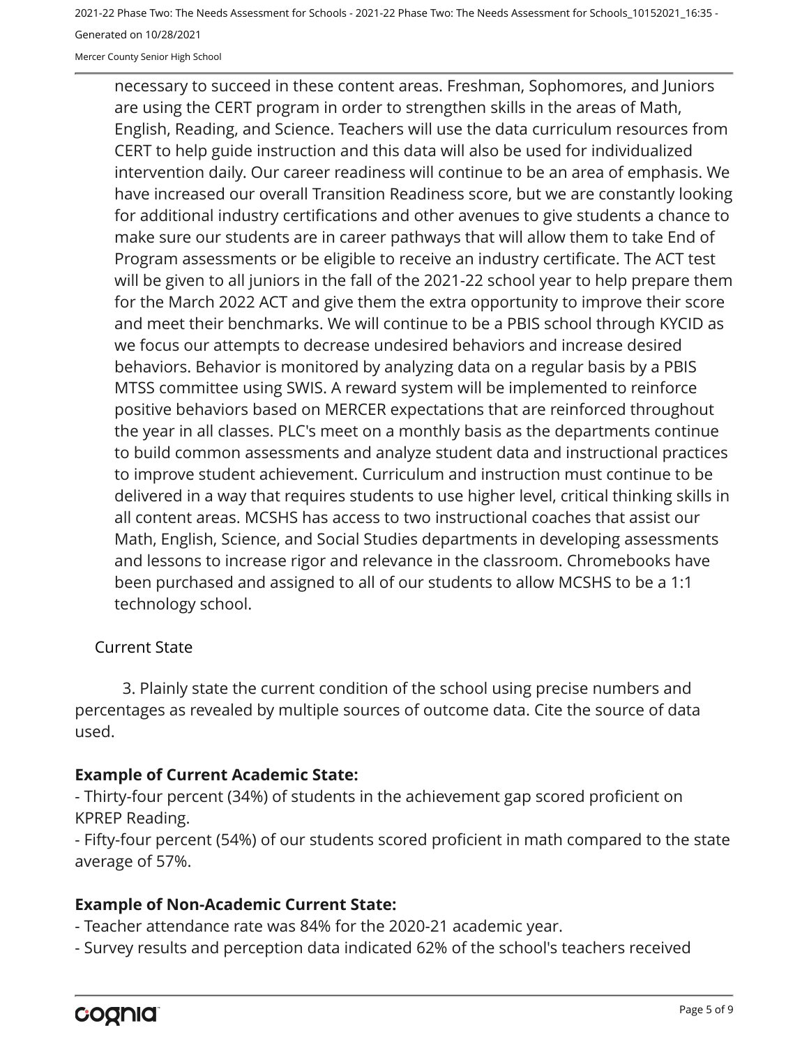necessary to succeed in these content areas. Freshman, Sophomores, and Juniors are using the CERT program in order to strengthen skills in the areas of Math, English, Reading, and Science. Teachers will use the data curriculum resources from CERT to help guide instruction and this data will also be used for individualized intervention daily. Our career readiness will continue to be an area of emphasis. We have increased our overall Transition Readiness score, but we are constantly looking for additional industry certifications and other avenues to give students a chance to make sure our students are in career pathways that will allow them to take End of Program assessments or be eligible to receive an industry certificate. The ACT test will be given to all juniors in the fall of the 2021-22 school year to help prepare them for the March 2022 ACT and give them the extra opportunity to improve their score and meet their benchmarks. We will continue to be a PBIS school through KYCID as we focus our attempts to decrease undesired behaviors and increase desired behaviors. Behavior is monitored by analyzing data on a regular basis by a PBIS MTSS committee using SWIS. A reward system will be implemented to reinforce positive behaviors based on MERCER expectations that are reinforced throughout the year in all classes. PLC's meet on a monthly basis as the departments continue to build common assessments and analyze student data and instructional practices to improve student achievement. Curriculum and instruction must continue to be delivered in a way that requires students to use higher level, critical thinking skills in all content areas. MCSHS has access to two instructional coaches that assist our Math, English, Science, and Social Studies departments in developing assessments and lessons to increase rigor and relevance in the classroom. Chromebooks have been purchased and assigned to all of our students to allow MCSHS to be a 1:1 technology school.

Current State

3. Plainly state the current condition of the school using precise numbers and percentages as revealed by multiple sources of outcome data. Cite the source of data used.

**Example of Current Academic State:**

- Thirty-four percent (34%) of students in the achievement gap scored proficient on KPREP Reading.
- Fifty-four percent (54%) of our students scored proficient in math compared to the state average of 57%.

**Example of Non-Academic Current State:**

- Teacher attendance rate was 84% for the 2020-21 academic year.
- Survey results and perception data indicated 62% of the school's teachers received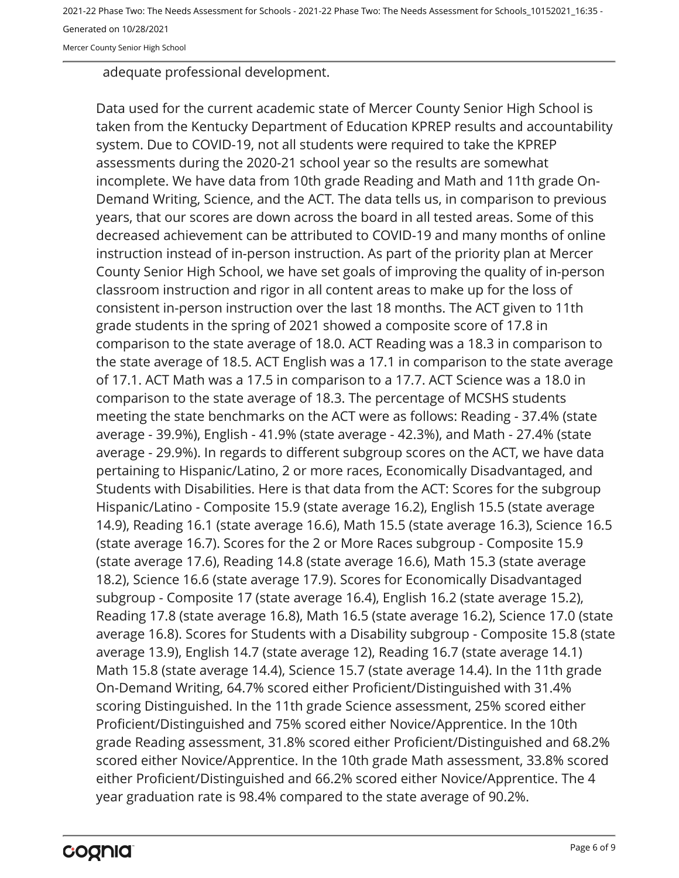adequate professional development.

Data used for the current academic state of Mercer County Senior High School is taken from the Kentucky Department of Education KPREP results and accountability system. Due to COVID-19, not all students were required to take the KPREP assessments during the 2020-21 school year so the results are somewhat incomplete. We have data from 10th grade Reading and Math and 11th grade On-Demand Writing, Science, and the ACT. The data tells us, in comparison to previous years, that our scores are down across the board in all tested areas. Some of this decreased achievement can be attributed to COVID-19 and many months of online instruction instead of in-person instruction. As part of the priority plan at Mercer County Senior High School, we have set goals of improving the quality of in-person classroom instruction and rigor in all content areas to make up for the loss of consistent in-person instruction over the last 18 months. The ACT given to 11th grade students in the spring of 2021 showed a composite score of 17.8 in comparison to the state average of 18.0. ACT Reading was a 18.3 in comparison to the state average of 18.5. ACT English was a 17.1 in comparison to the state average of 17.1. ACT Math was a 17.5 in comparison to a 17.7. ACT Science was a 18.0 in comparison to the state average of 18.3. The percentage of MCSHS students meeting the state benchmarks on the ACT were as follows: Reading - 37.4% (state average - 39.9%), English - 41.9% (state average - 42.3%), and Math - 27.4% (state average - 29.9%). In regards to different subgroup scores on the ACT, we have data pertaining to Hispanic/Latino, 2 or more races, Economically Disadvantaged, and Students with Disabilities. Here is that data from the ACT: Scores for the subgroup Hispanic/Latino - Composite 15.9 (state average 16.2), English 15.5 (state average 14.9), Reading 16.1 (state average 16.6), Math 15.5 (state average 16.3), Science 16.5 (state average 16.7). Scores for the 2 or More Races subgroup - Composite 15.9 (state average 17.6), Reading 14.8 (state average 16.6), Math 15.3 (state average 18.2), Science 16.6 (state average 17.9). Scores for Economically Disadvantaged subgroup - Composite 17 (state average 16.4), English 16.2 (state average 15.2), Reading 17.8 (state average 16.8), Math 16.5 (state average 16.2), Science 17.0 (state average 16.8). Scores for Students with a Disability subgroup - Composite 15.8 (state average 13.9), English 14.7 (state average 12), Reading 16.7 (state average 14.1) Math 15.8 (state average 14.4), Science 15.7 (state average 14.4). In the 11th grade On-Demand Writing, 64.7% scored either Proficient/Distinguished with 31.4% scoring Distinguished. In the 11th grade Science assessment, 25% scored either Proficient/Distinguished and 75% scored either Novice/Apprentice. In the 10th grade Reading assessment, 31.8% scored either Proficient/Distinguished and 68.2% scored either Novice/Apprentice. In the 10th grade Math assessment, 33.8% scored either Proficient/Distinguished and 66.2% scored either Novice/Apprentice. The 4 year graduation rate is 98.4% compared to the state average of 90.2%.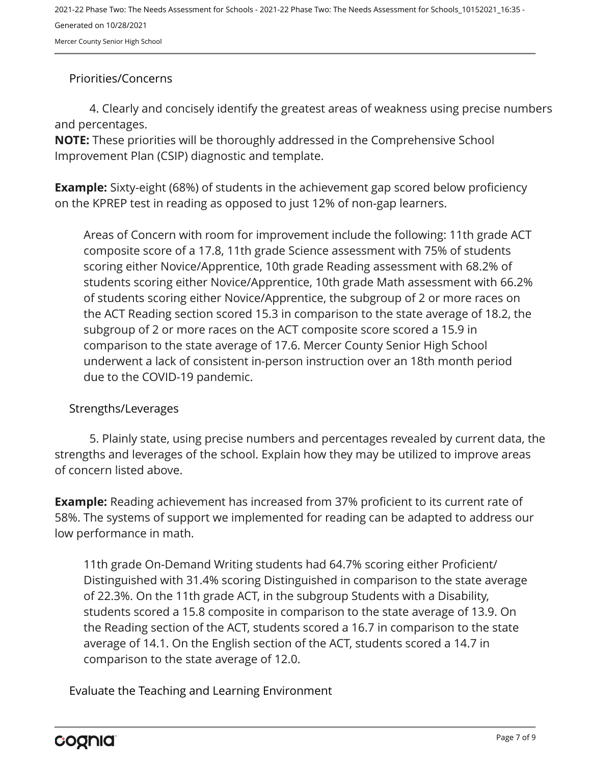## Priorities/Concerns

4. Clearly and concisely identify the greatest areas of weakness using precise numbers and percentages.

**NOTE:** These priorities will be thoroughly addressed in the Comprehensive School Improvement Plan (CSIP) diagnostic and template.

**Example:** Sixty-eight (68%) of students in the achievement gap scored below proficiency on the KPREP test in reading as opposed to just 12% of non-gap learners.

Areas of Concern with room for improvement include the following: 11th grade ACT composite score of a 17.8, 11th grade Science assessment with 75% of students scoring either Novice/Apprentice, 10th grade Reading assessment with 68.2% of students scoring either Novice/Apprentice, 10th grade Math assessment with 66.2% of students scoring either Novice/Apprentice, the subgroup of 2 or more races on the ACT Reading section scored 15.3 in comparison to the state average of 18.2, the subgroup of 2 or more races on the ACT composite score scored a 15.9 in comparison to the state average of 17.6. Mercer County Senior High School underwent a lack of consistent in-person instruction over an 18th month period due to the COVID-19 pandemic.

## Strengths/Leverages

5. Plainly state, using precise numbers and percentages revealed by current data, the strengths and leverages of the school. Explain how they may be utilized to improve areas of concern listed above.

**Example:** Reading achievement has increased from 37% proficient to its current rate of 58%. The systems of support we implemented for reading can be adapted to address our low performance in math.

11th grade On-Demand Writing students had 64.7% scoring either Proficient/ Distinguished with 31.4% scoring Distinguished in comparison to the state average of 22.3%. On the 11th grade ACT, in the subgroup Students with a Disability, students scored a 15.8 composite in comparison to the state average of 13.9. On the Reading section of the ACT, students scored a 16.7 in comparison to the state average of 14.1. On the English section of the ACT, students scored a 14.7 in comparison to the state average of 12.0.

## Evaluate the Teaching and Learning Environment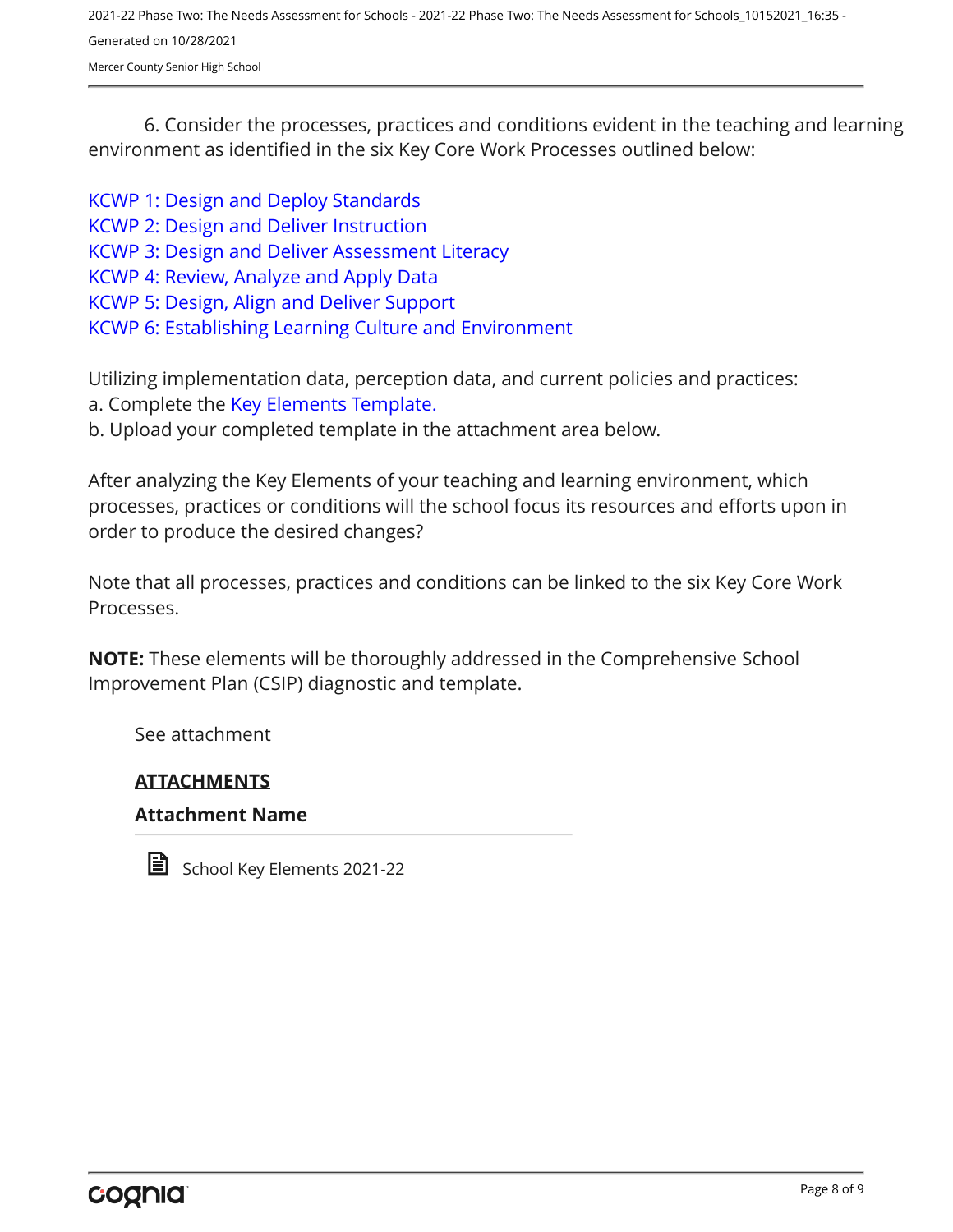6. Consider the processes, practices and conditions evident in the teaching and learning environment as identified in the six Key Core Work Processes outlined below:

KCWP 1: Design and Deploy Standards
KCWP 2: Design and Deliver Instruction
KCWP 3: Design and Deliver Assessment Literacy
KCWP 4: Review, Analyze and Apply Data
KCWP 5: Design, Align and Deliver Support
KCWP 6: Establishing Learning Culture and Environment

Utilizing implementation data, perception data, and current policies and practices:
a. Complete the Key Elements Template.
b. Upload your completed template in the attachment area below.

After analyzing the Key Elements of your teaching and learning environment, which processes, practices or conditions will the school focus its resources and efforts upon in order to produce the desired changes?

Note that all processes, practices and conditions can be linked to the six Key Core Work Processes.

**NOTE:** These elements will be thoroughly addressed in the Comprehensive School Improvement Plan (CSIP) diagnostic and template.

See attachment

**ATTACHMENTS**

**Attachment Name**

School Key Elements 2021-22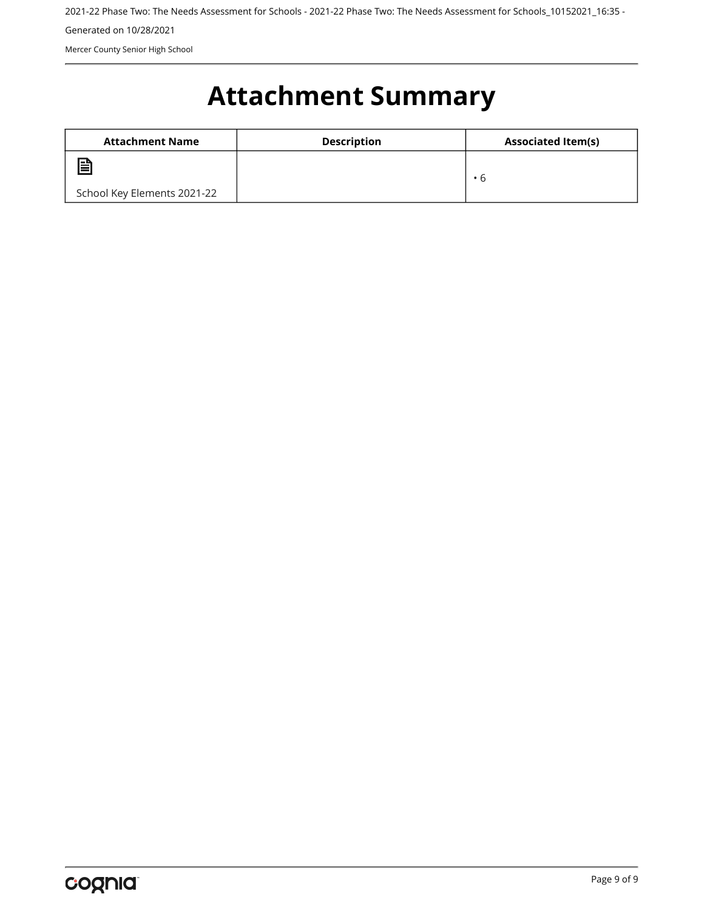# Attachment Summary

| Attachment Name | Description | Associated Item(s) |
| --- | --- | --- |
| School Key Elements 2021-22 | | • 6 |